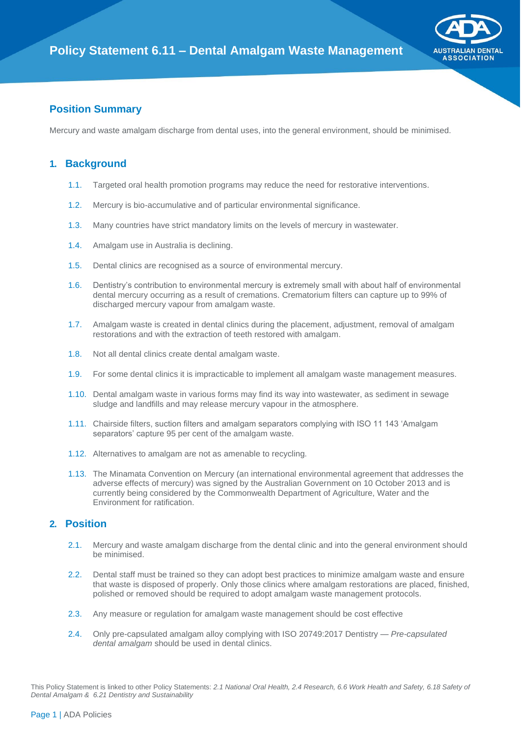# Policy Statement 6.11 – Dental Amalgam Waste Management

## Position Summary

Mercury and waste amalgam discharge from dental uses, into the general environment, should be minimised.

## 1. Background

1.1. Targeted oral health promotion programs may reduce the need for restorative interventions.

1.2. Mercury is bio-accumulative and of particular environmental significance.

1.3. Many countries have strict mandatory limits on the levels of mercury in wastewater.

1.4. Amalgam use in Australia is declining.

1.5. Dental clinics are recognised as a source of environmental mercury.

1.6. Dentistry's contribution to environmental mercury is extremely small with about half of environmental dental mercury occurring as a result of cremations. Crematorium filters can capture up to 99% of discharged mercury vapour from amalgam waste.

1.7. Amalgam waste is created in dental clinics during the placement, adjustment, removal of amalgam restorations and with the extraction of teeth restored with amalgam.

1.8. Not all dental clinics create dental amalgam waste.

1.9. For some dental clinics it is impracticable to implement all amalgam waste management measures.

1.10. Dental amalgam waste in various forms may find its way into wastewater, as sediment in sewage sludge and landfills and may release mercury vapour in the atmosphere.

1.11. Chairside filters, suction filters and amalgam separators complying with ISO 11 143 'Amalgam separators' capture 95 per cent of the amalgam waste.

1.12. Alternatives to amalgam are not as amenable to recycling.

1.13. The Minamata Convention on Mercury (an international environmental agreement that addresses the adverse effects of mercury) was signed by the Australian Government on 10 October 2013 and is currently being considered by the Commonwealth Department of Agriculture, Water and the Environment for ratification.

## 2. Position

2.1. Mercury and waste amalgam discharge from the dental clinic and into the general environment should be minimised.

2.2. Dental staff must be trained so they can adopt best practices to minimize amalgam waste and ensure that waste is disposed of properly. Only those clinics where amalgam restorations are placed, finished, polished or removed should be required to adopt amalgam waste management protocols.

2.3. Any measure or regulation for amalgam waste management should be cost effective

2.4. Only pre-capsulated amalgam alloy complying with ISO 20749:2017 Dentistry — *Pre-capsulated dental amalgam* should be used in dental clinics.

This Policy Statement is linked to other Policy Statements: *2.1 National Oral Health, 2.4 Research, 6.6 Work Health and Safety, 6.18 Safety of Dental Amalgam & 6.21 Dentistry and Sustainability*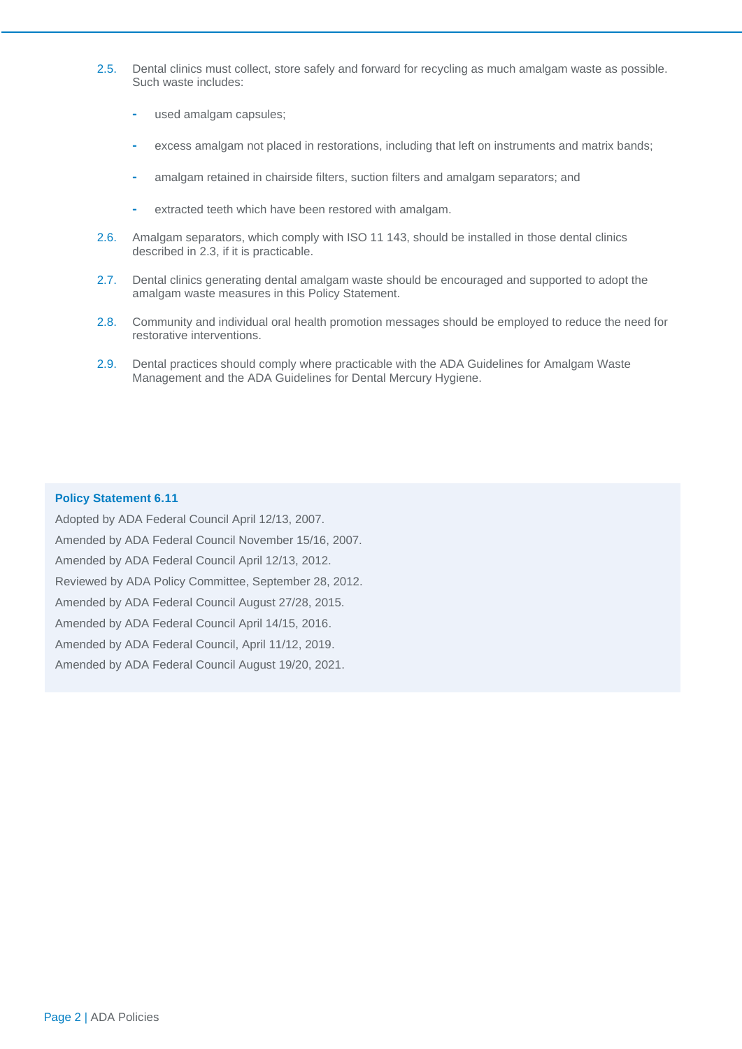2.5. Dental clinics must collect, store safely and forward for recycling as much amalgam waste as possible. Such waste includes:

- used amalgam capsules;
- excess amalgam not placed in restorations, including that left on instruments and matrix bands;
- amalgam retained in chairside filters, suction filters and amalgam separators; and
- extracted teeth which have been restored with amalgam.

2.6. Amalgam separators, which comply with ISO 11 143, should be installed in those dental clinics described in 2.3, if it is practicable.

2.7. Dental clinics generating dental amalgam waste should be encouraged and supported to adopt the amalgam waste measures in this Policy Statement.

2.8. Community and individual oral health promotion messages should be employed to reduce the need for restorative interventions.

2.9. Dental practices should comply where practicable with the ADA Guidelines for Amalgam Waste Management and the ADA Guidelines for Dental Mercury Hygiene.

**Policy Statement 6.11**

Adopted by ADA Federal Council April 12/13, 2007.

Amended by ADA Federal Council November 15/16, 2007.

Amended by ADA Federal Council April 12/13, 2012.

Reviewed by ADA Policy Committee, September 28, 2012.

Amended by ADA Federal Council August 27/28, 2015.

Amended by ADA Federal Council April 14/15, 2016.

Amended by ADA Federal Council, April 11/12, 2019.

Amended by ADA Federal Council August 19/20, 2021.